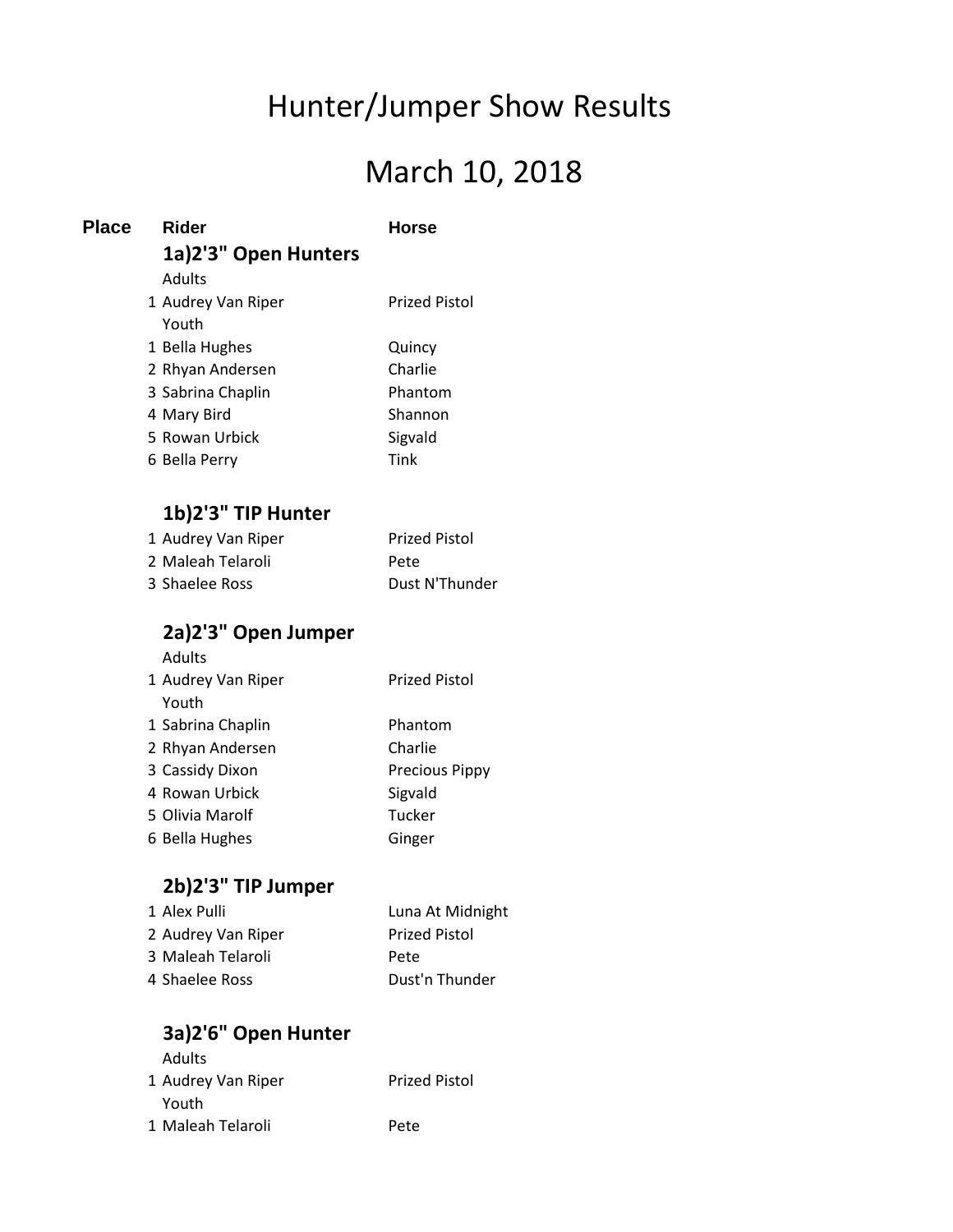# Hunter/Jumper Show Results

# March 10, 2018

| Place | Rider | Horse |
|---|---|---|
| | **1a)2'3" Open Hunters** | |
| | Adults | |
| 1 | Audrey Van Riper | Prized Pistol |
| | Youth | |
| 1 | Bella Hughes | Quincy |
| 2 | Rhyan Andersen | Charlie |
| 3 | Sabrina Chaplin | Phantom |
| 4 | Mary Bird | Shannon |
| 5 | Rowan Urbick | Sigvald |
| 6 | Bella Perry | Tink |
| | | |
| | **1b)2'3" TIP Hunter** | |
| 1 | Audrey Van Riper | Prized Pistol |
| 2 | Maleah Telaroli | Pete |
| 3 | Shaelee Ross | Dust N'Thunder |
| | | |
| | **2a)2'3" Open Jumper** | |
| | Adults | |
| 1 | Audrey Van Riper | Prized Pistol |
| | Youth | |
| 1 | Sabrina Chaplin | Phantom |
| 2 | Rhyan Andersen | Charlie |
| 3 | Cassidy Dixon | Precious Pippy |
| 4 | Rowan Urbick | Sigvald |
| 5 | Olivia Marolf | Tucker |
| 6 | Bella Hughes | Ginger |
| | | |
| | **2b)2'3" TIP Jumper** | |
| 1 | Alex Pulli | Luna At Midnight |
| 2 | Audrey Van Riper | Prized Pistol |
| 3 | Maleah Telaroli | Pete |
| 4 | Shaelee Ross | Dust'n Thunder |
| | | |
| | **3a)2'6" Open Hunter** | |
| | Adults | |
| 1 | Audrey Van Riper | Prized Pistol |
| | Youth | |
| 1 | Maleah Telaroli | Pete |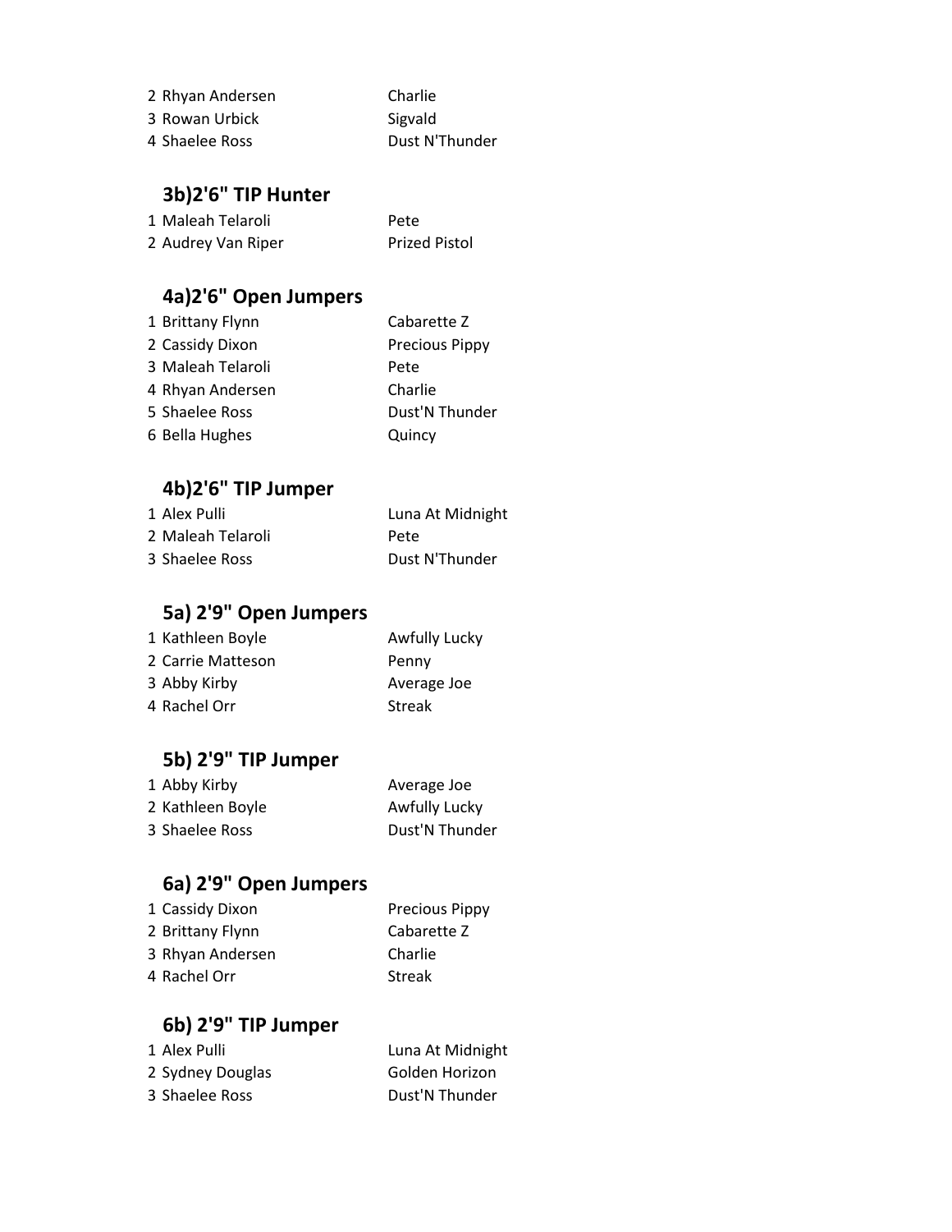| | | |
|---|---|---|
| 2 | Rhyan Andersen | Charlie |
| 3 | Rowan Urbick | Sigvald |
| 4 | Shaelee Ross | Dust N'Thunder |

## 3b)2'6" TIP Hunter

| | | |
|---|---|---|
| 1 | Maleah Telaroli | Pete |
| 2 | Audrey Van Riper | Prized Pistol |

## 4a)2'6" Open Jumpers

| | | |
|---|---|---|
| 1 | Brittany Flynn | Cabarette Z |
| 2 | Cassidy Dixon | Precious Pippy |
| 3 | Maleah Telaroli | Pete |
| 4 | Rhyan Andersen | Charlie |
| 5 | Shaelee Ross | Dust'N Thunder |
| 6 | Bella Hughes | Quincy |

## 4b)2'6" TIP Jumper

| | | |
|---|---|---|
| 1 | Alex Pulli | Luna At Midnight |
| 2 | Maleah Telaroli | Pete |
| 3 | Shaelee Ross | Dust N'Thunder |

## 5a) 2'9" Open Jumpers

| | | |
|---|---|---|
| 1 | Kathleen Boyle | Awfully Lucky |
| 2 | Carrie Matteson | Penny |
| 3 | Abby Kirby | Average Joe |
| 4 | Rachel Orr | Streak |

## 5b) 2'9" TIP Jumper

| | | |
|---|---|---|
| 1 | Abby Kirby | Average Joe |
| 2 | Kathleen Boyle | Awfully Lucky |
| 3 | Shaelee Ross | Dust'N Thunder |

## 6a) 2'9" Open Jumpers

| | | |
|---|---|---|
| 1 | Cassidy Dixon | Precious Pippy |
| 2 | Brittany Flynn | Cabarette Z |
| 3 | Rhyan Andersen | Charlie |
| 4 | Rachel Orr | Streak |

## 6b) 2'9" TIP Jumper

| | | |
|---|---|---|
| 1 | Alex Pulli | Luna At Midnight |
| 2 | Sydney Douglas | Golden Horizon |
| 3 | Shaelee Ross | Dust'N Thunder |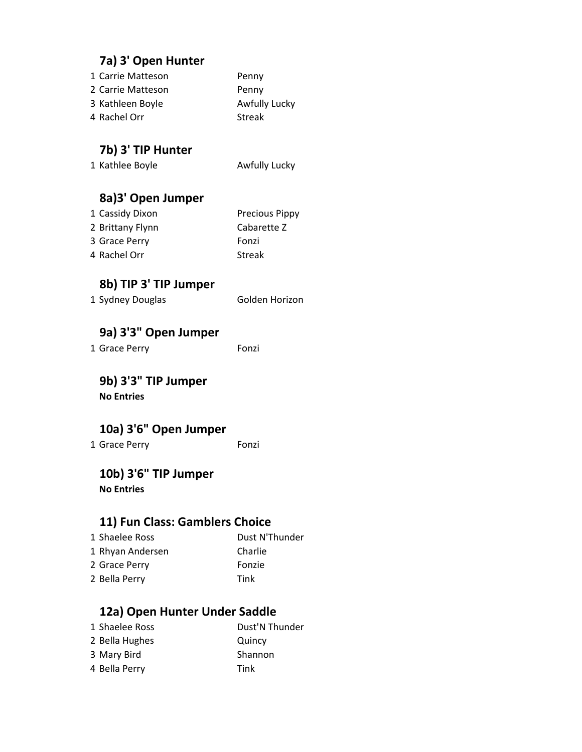### 7a) 3' Open Hunter

| | | |
|---|---|---|
| 1 | Carrie Matteson | Penny |
| 2 | Carrie Matteson | Penny |
| 3 | Kathleen Boyle | Awfully Lucky |
| 4 | Rachel Orr | Streak |

### 7b) 3' TIP Hunter

| | | |
|---|---|---|
| 1 | Kathlee Boyle | Awfully Lucky |

### 8a)3' Open Jumper

| | | |
|---|---|---|
| 1 | Cassidy Dixon | Precious Pippy |
| 2 | Brittany Flynn | Cabarette Z |
| 3 | Grace Perry | Fonzi |
| 4 | Rachel Orr | Streak |

### 8b) TIP 3' TIP Jumper

| | | |
|---|---|---|
| 1 | Sydney Douglas | Golden Horizon |

### 9a) 3'3" Open Jumper

| | | |
|---|---|---|
| 1 | Grace Perry | Fonzi |

### 9b) 3'3" TIP Jumper

**No Entries**

### 10a) 3'6" Open Jumper

| | | |
|---|---|---|
| 1 | Grace Perry | Fonzi |

### 10b) 3'6" TIP Jumper

**No Entries**

### 11) Fun Class: Gamblers Choice

| | | |
|---|---|---|
| 1 | Shaelee Ross | Dust N'Thunder |
| 1 | Rhyan Andersen | Charlie |
| 2 | Grace Perry | Fonzie |
| 2 | Bella Perry | Tink |

### 12a) Open Hunter Under Saddle

| | | |
|---|---|---|
| 1 | Shaelee Ross | Dust'N Thunder |
| 2 | Bella Hughes | Quincy |
| 3 | Mary Bird | Shannon |
| 4 | Bella Perry | Tink |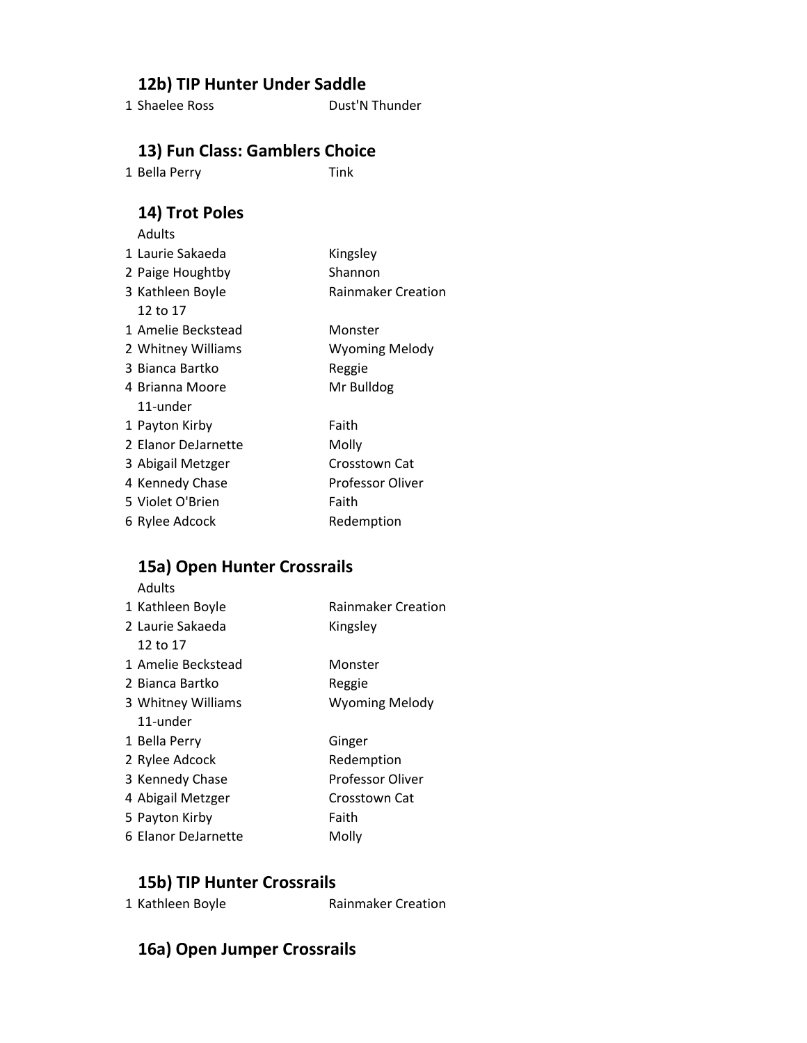## 12b) TIP Hunter Under Saddle

| | | |
|---|---|---|
| 1 | Shaelee Ross | Dust'N Thunder |

## 13) Fun Class: Gamblers Choice

| | | |
|---|---|---|
| 1 | Bella Perry | Tink |

## 14) Trot Poles

| | | |
|---|---|---|
| | Adults | |
| 1 | Laurie Sakaeda | Kingsley |
| 2 | Paige Houghtby | Shannon |
| 3 | Kathleen Boyle | Rainmaker Creation |
| | 12 to 17 | |
| 1 | Amelie Beckstead | Monster |
| 2 | Whitney Williams | Wyoming Melody |
| 3 | Bianca Bartko | Reggie |
| 4 | Brianna Moore | Mr Bulldog |
| | 11-under | |
| 1 | Payton Kirby | Faith |
| 2 | Elanor DeJarnette | Molly |
| 3 | Abigail Metzger | Crosstown Cat |
| 4 | Kennedy Chase | Professor Oliver |
| 5 | Violet O'Brien | Faith |
| 6 | Rylee Adcock | Redemption |

## 15a) Open Hunter Crossrails

| | | |
|---|---|---|
| | Adults | |
| 1 | Kathleen Boyle | Rainmaker Creation |
| 2 | Laurie Sakaeda | Kingsley |
| | 12 to 17 | |
| 1 | Amelie Beckstead | Monster |
| 2 | Bianca Bartko | Reggie |
| 3 | Whitney Williams | Wyoming Melody |
| | 11-under | |
| 1 | Bella Perry | Ginger |
| 2 | Rylee Adcock | Redemption |
| 3 | Kennedy Chase | Professor Oliver |
| 4 | Abigail Metzger | Crosstown Cat |
| 5 | Payton Kirby | Faith |
| 6 | Elanor DeJarnette | Molly |

## 15b) TIP Hunter Crossrails

| | | |
|---|---|---|
| 1 | Kathleen Boyle | Rainmaker Creation |

## 16a) Open Jumper Crossrails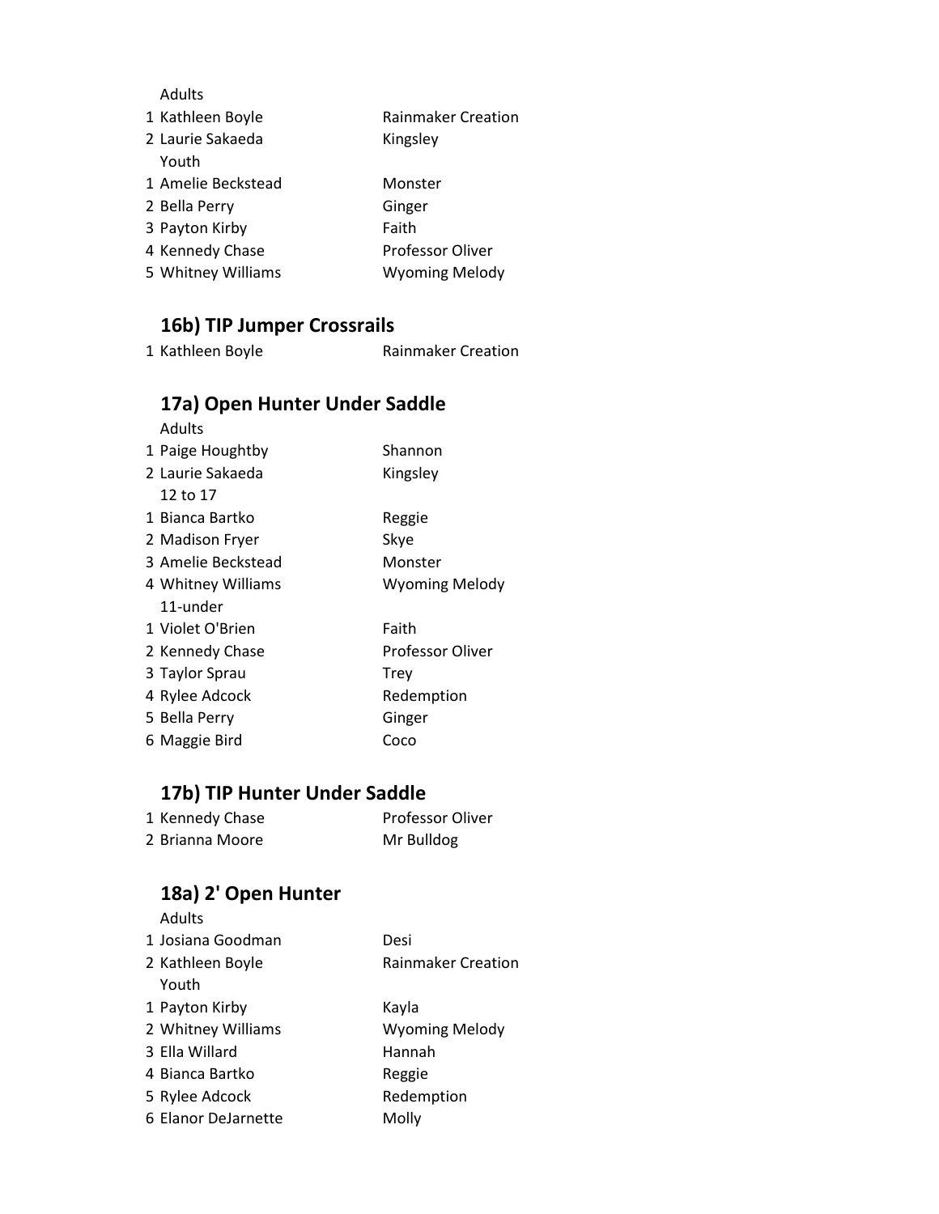Adults

| | | |
|---|---|---|
| 1 | Kathleen Boyle | Rainmaker Creation |
| 2 | Laurie Sakaeda | Kingsley |
| | Youth | |
| 1 | Amelie Beckstead | Monster |
| 2 | Bella Perry | Ginger |
| 3 | Payton Kirby | Faith |
| 4 | Kennedy Chase | Professor Oliver |
| 5 | Whitney Williams | Wyoming Melody |

## 16b) TIP Jumper Crossrails

| | | |
|---|---|---|
| 1 | Kathleen Boyle | Rainmaker Creation |

## 17a) Open Hunter Under Saddle

| | | |
|---|---|---|
| | Adults | |
| 1 | Paige Houghtby | Shannon |
| 2 | Laurie Sakaeda | Kingsley |
| | 12 to 17 | |
| 1 | Bianca Bartko | Reggie |
| 2 | Madison Fryer | Skye |
| 3 | Amelie Beckstead | Monster |
| 4 | Whitney Williams | Wyoming Melody |
| | 11-under | |
| 1 | Violet O'Brien | Faith |
| 2 | Kennedy Chase | Professor Oliver |
| 3 | Taylor Sprau | Trey |
| 4 | Rylee Adcock | Redemption |
| 5 | Bella Perry | Ginger |
| 6 | Maggie Bird | Coco |

## 17b) TIP Hunter Under Saddle

| | | |
|---|---|---|
| 1 | Kennedy Chase | Professor Oliver |
| 2 | Brianna Moore | Mr Bulldog |

## 18a) 2' Open Hunter

| | | |
|---|---|---|
| | Adults | |
| 1 | Josiana Goodman | Desi |
| 2 | Kathleen Boyle | Rainmaker Creation |
| | Youth | |
| 1 | Payton Kirby | Kayla |
| 2 | Whitney Williams | Wyoming Melody |
| 3 | Ella Willard | Hannah |
| 4 | Bianca Bartko | Reggie |
| 5 | Rylee Adcock | Redemption |
| 6 | Elanor DeJarnette | Molly |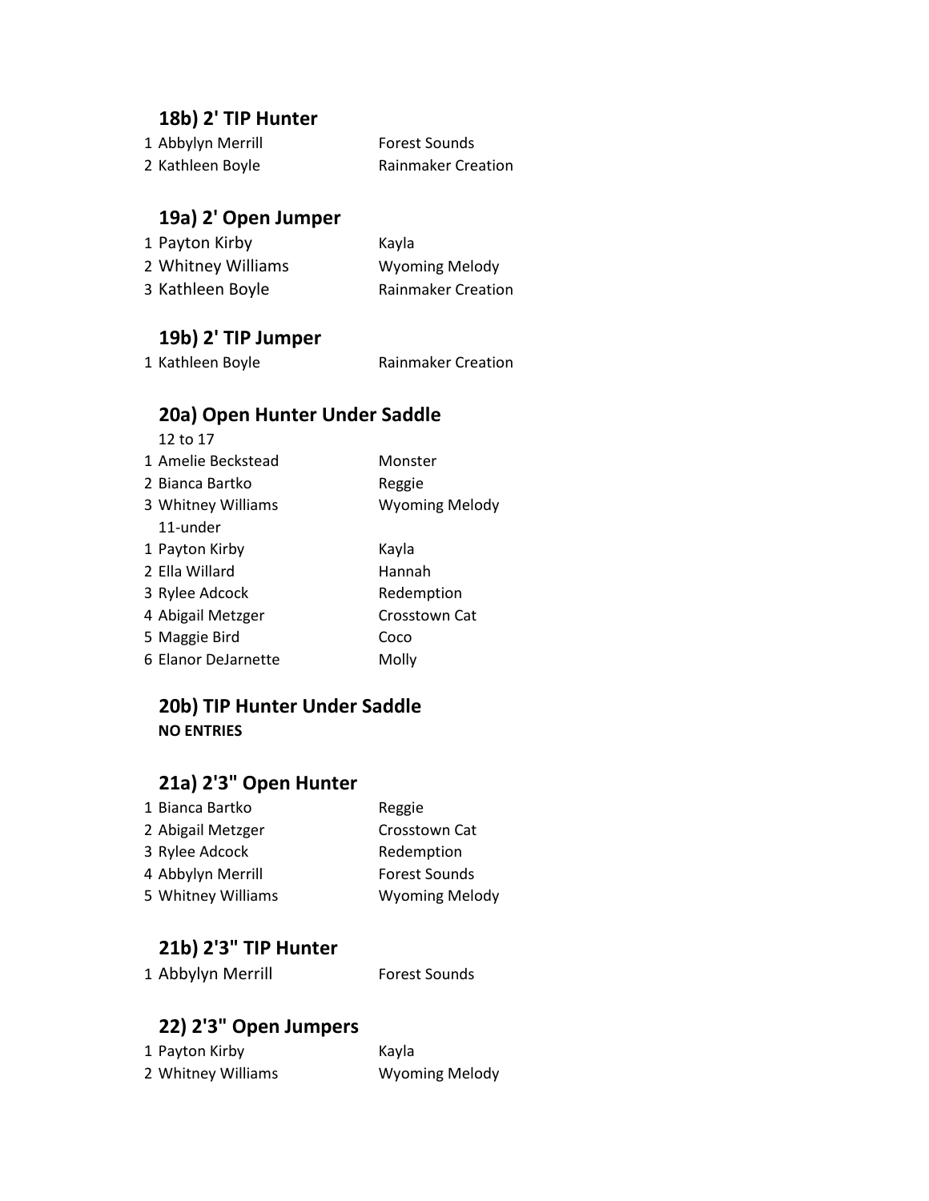### 18b) 2' TIP Hunter

| | | |
|---|---|---|
| 1 | Abbylyn Merrill | Forest Sounds |
| 2 | Kathleen Boyle | Rainmaker Creation |

### 19a) 2' Open Jumper

| | | |
|---|---|---|
| 1 | Payton Kirby | Kayla |
| 2 | Whitney Williams | Wyoming Melody |
| 3 | Kathleen Boyle | Rainmaker Creation |

### 19b) 2' TIP Jumper

| | | |
|---|---|---|
| 1 | Kathleen Boyle | Rainmaker Creation |

### 20a) Open Hunter Under Saddle

| | | |
|---|---|---|
| | 12 to 17 | |
| 1 | Amelie Beckstead | Monster |
| 2 | Bianca Bartko | Reggie |
| 3 | Whitney Williams | Wyoming Melody |
| | 11-under | |
| 1 | Payton Kirby | Kayla |
| 2 | Ella Willard | Hannah |
| 3 | Rylee Adcock | Redemption |
| 4 | Abigail Metzger | Crosstown Cat |
| 5 | Maggie Bird | Coco |
| 6 | Elanor DeJarnette | Molly |

### 20b) TIP Hunter Under Saddle

**NO ENTRIES**

### 21a) 2'3" Open Hunter

| | | |
|---|---|---|
| 1 | Bianca Bartko | Reggie |
| 2 | Abigail Metzger | Crosstown Cat |
| 3 | Rylee Adcock | Redemption |
| 4 | Abbylyn Merrill | Forest Sounds |
| 5 | Whitney Williams | Wyoming Melody |

### 21b) 2'3" TIP Hunter

| | | |
|---|---|---|
| 1 | Abbylyn Merrill | Forest Sounds |

### 22) 2'3" Open Jumpers

| | | |
|---|---|---|
| 1 | Payton Kirby | Kayla |
| 2 | Whitney Williams | Wyoming Melody |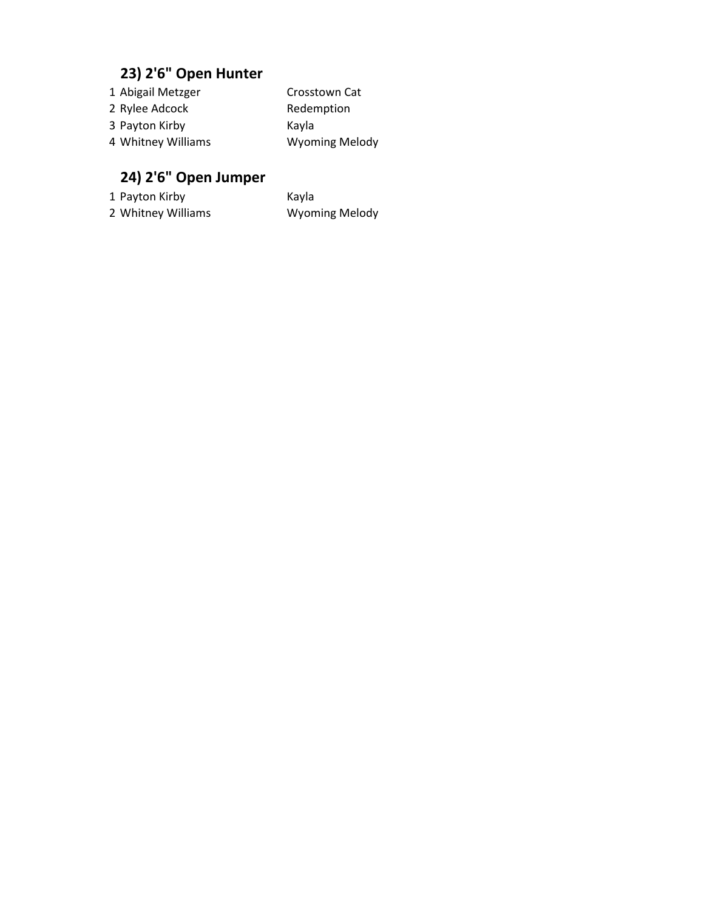## 23) 2'6" Open Hunter

| | | |
|---|---|---|
| 1 | Abigail Metzger | Crosstown Cat |
| 2 | Rylee Adcock | Redemption |
| 3 | Payton Kirby | Kayla |
| 4 | Whitney Williams | Wyoming Melody |

## 24) 2'6" Open Jumper

| | | |
|---|---|---|
| 1 | Payton Kirby | Kayla |
| 2 | Whitney Williams | Wyoming Melody |